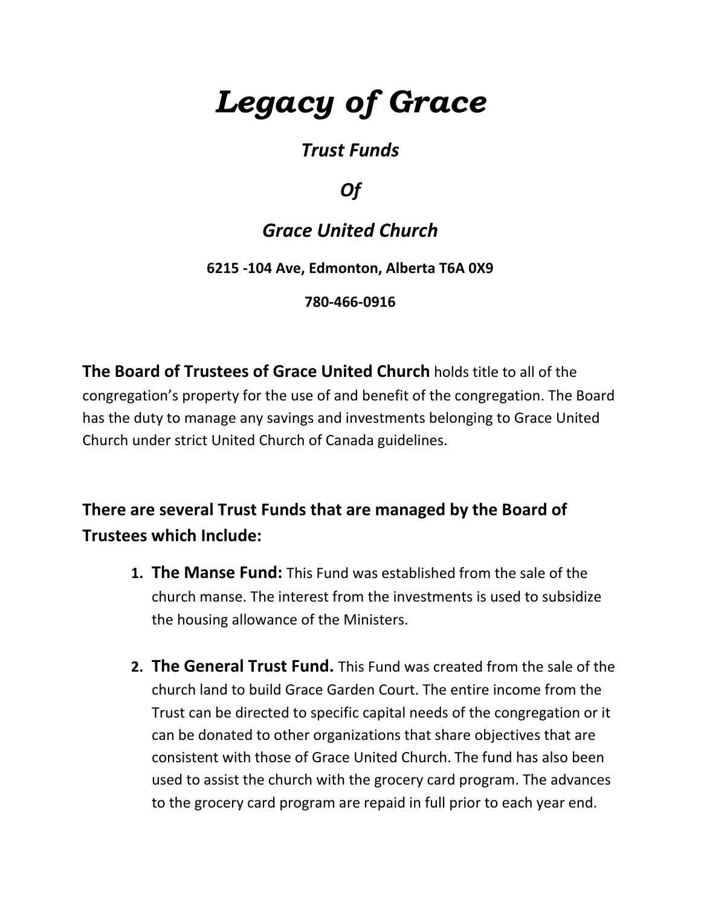# *Legacy of Grace*

## *Trust Funds*

## *Of*

## *Grace United Church*

**6215 -104 Ave, Edmonton, Alberta T6A 0X9**

**780-466-0916**

**The Board of Trustees of Grace United Church** holds title to all of the congregation's property for the use of and benefit of the congregation. The Board has the duty to manage any savings and investments belonging to Grace United Church under strict United Church of Canada guidelines.

### There are several Trust Funds that are managed by the Board of Trustees which Include:

1. **The Manse Fund:** This Fund was established from the sale of the church manse. The interest from the investments is used to subsidize the housing allowance of the Ministers.

2. **The General Trust Fund.** This Fund was created from the sale of the church land to build Grace Garden Court. The entire income from the Trust can be directed to specific capital needs of the congregation or it can be donated to other organizations that share objectives that are consistent with those of Grace United Church. The fund has also been used to assist the church with the grocery card program. The advances to the grocery card program are repaid in full prior to each year end.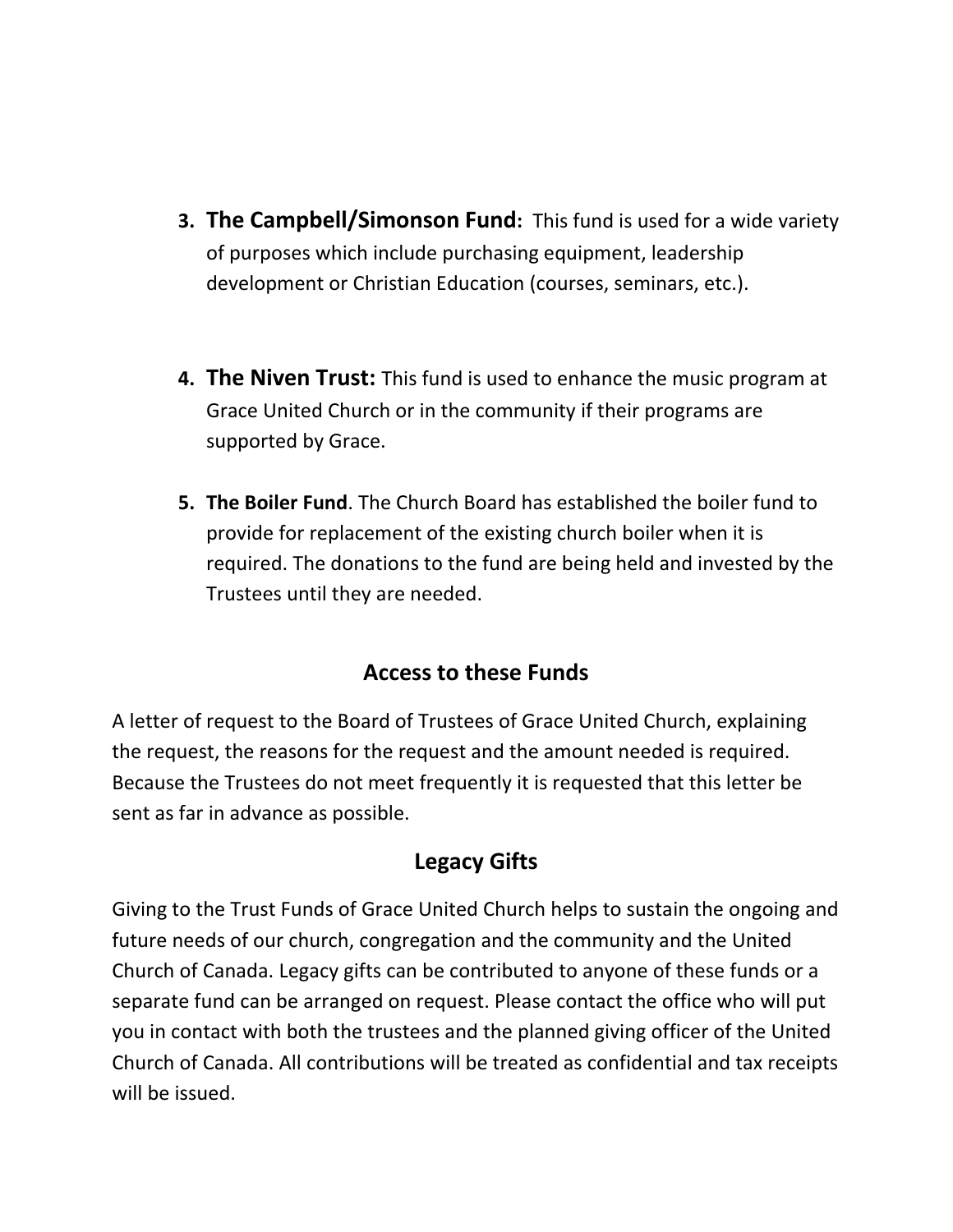3. **The Campbell/Simonson Fund:** This fund is used for a wide variety of purposes which include purchasing equipment, leadership development or Christian Education (courses, seminars, etc.).

4. **The Niven Trust:** This fund is used to enhance the music program at Grace United Church or in the community if their programs are supported by Grace.

5. **The Boiler Fund**. The Church Board has established the boiler fund to provide for replacement of the existing church boiler when it is required. The donations to the fund are being held and invested by the Trustees until they are needed.

## Access to these Funds

A letter of request to the Board of Trustees of Grace United Church, explaining the request, the reasons for the request and the amount needed is required. Because the Trustees do not meet frequently it is requested that this letter be sent as far in advance as possible.

## Legacy Gifts

Giving to the Trust Funds of Grace United Church helps to sustain the ongoing and future needs of our church, congregation and the community and the United Church of Canada. Legacy gifts can be contributed to anyone of these funds or a separate fund can be arranged on request. Please contact the office who will put you in contact with both the trustees and the planned giving officer of the United Church of Canada. All contributions will be treated as confidential and tax receipts will be issued.